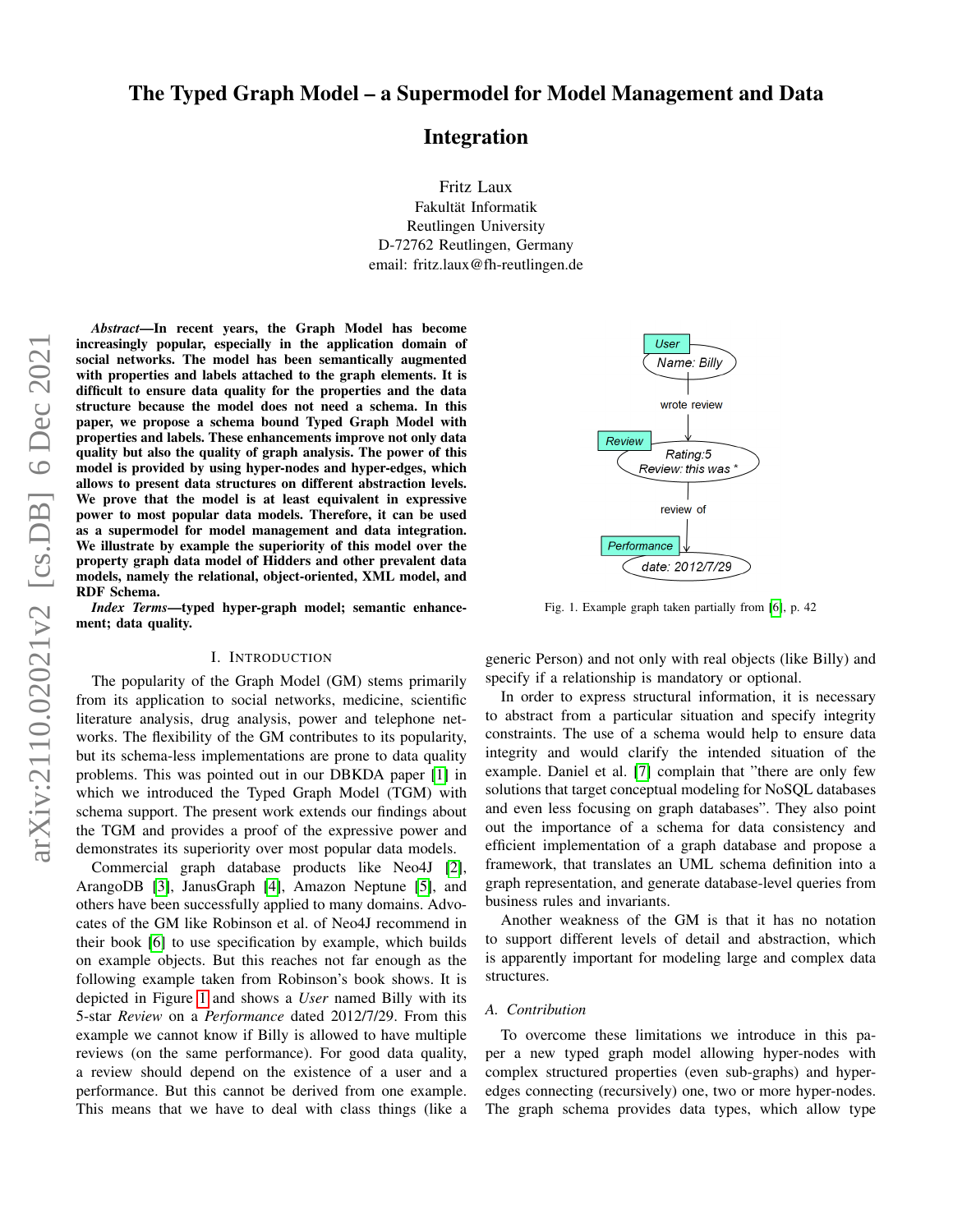# The Typed Graph Model – a Supermodel for Model Management and Data Integration

Fritz Laux
Fakultät Informatik
Reutlingen University
D-72762 Reutlingen, Germany
email: fritz.laux@fh-reutlingen.de

***Abstract*—In recent years, the Graph Model has become increasingly popular, especially in the application domain of social networks. The model has been semantically augmented with properties and labels attached to the graph elements. It is difficult to ensure data quality for the properties and the data structure because the model does not need a schema. In this paper, we propose a schema bound Typed Graph Model with properties and labels. These enhancements improve not only data quality but also the quality of graph analysis. The power of this model is provided by using hyper-nodes and hyper-edges, which allows to present data structures on different abstraction levels. We prove that the model is at least equivalent in expressive power to most popular data models. Therefore, it can be used as a supermodel for model management and data integration. We illustrate by example the superiority of this model over the property graph data model of Hidders and other prevalent data models, namely the relational, object-oriented, XML model, and RDF Schema.**

***Index Terms*—typed hyper-graph model; semantic enhancement; data quality.**

## I. Introduction

The popularity of the Graph Model (GM) stems primarily from its application to social networks, medicine, scientific literature analysis, drug analysis, power and telephone networks. The flexibility of the GM contributes to its popularity, but its schema-less implementations are prone to data quality problems. This was pointed out in our DBKDA paper [1] in which we introduced the Typed Graph Model (TGM) with schema support. The present work extends our findings about the TGM and provides a proof of the expressive power and demonstrates its superiority over most popular data models.

Commercial graph database products like Neo4J [2], ArangoDB [3], JanusGraph [4], Amazon Neptune [5], and others have been successfully applied to many domains. Advocates of the GM like Robinson et al. of Neo4J recommend in their book [6] to use specification by example, which builds on example objects. But this reaches not far enough as the following example taken from Robinson's book shows. It is depicted in Figure 1 and shows a *User* named Billy with its 5-star *Review* on a *Performance* dated 2012/7/29. From this example we cannot know if Billy is allowed to have multiple reviews (on the same performance). For good data quality, a review should depend on the existence of a user and a performance. But this cannot be derived from one example. This means that we have to deal with class things (like a generic Person) and not only with real objects (like Billy) and specify if a relationship is mandatory or optional.

User — Name: Billy
wrote review
Review — Rating:5, Review: this was *
review of
Performance — date: 2012/7/29

Fig. 1. Example graph taken partially from [6], p. 42

In order to express structural information, it is necessary to abstract from a particular situation and specify integrity constraints. The use of a schema would help to ensure data integrity and would clarify the intended situation of the example. Daniel et al. [7] complain that "there are only few solutions that target conceptual modeling for NoSQL databases and even less focusing on graph databases". They also point out the importance of a schema for data consistency and efficient implementation of a graph database and propose a framework, that translates an UML schema definition into a graph representation, and generate database-level queries from business rules and invariants.

Another weakness of the GM is that it has no notation to support different levels of detail and abstraction, which is apparently important for modeling large and complex data structures.

### A. Contribution

To overcome these limitations we introduce in this paper a new typed graph model allowing hyper-nodes with complex structured properties (even sub-graphs) and hyper-edges connecting (recursively) one, two or more hyper-nodes. The graph schema provides data types, which allow type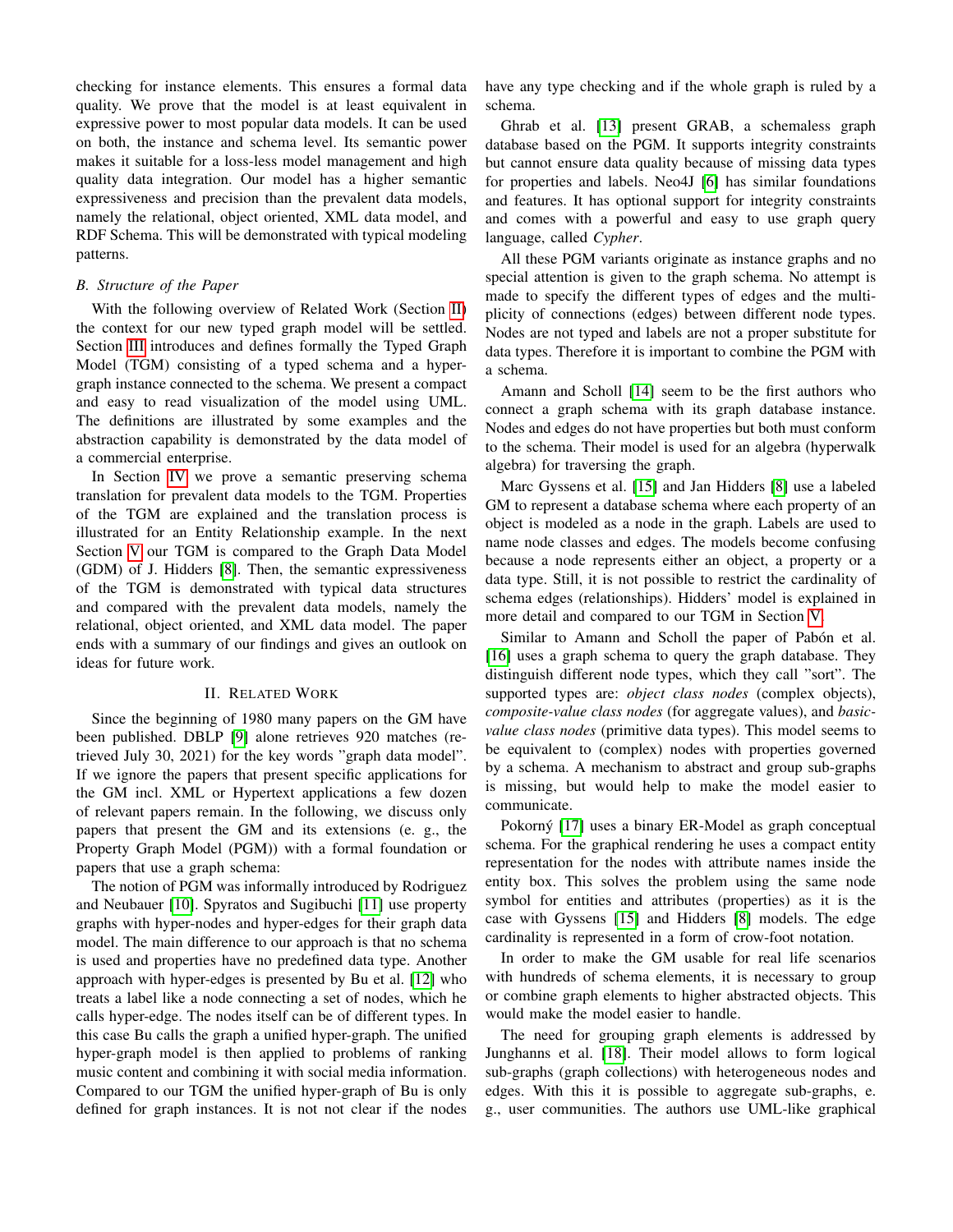checking for instance elements. This ensures a formal data quality. We prove that the model is at least equivalent in expressive power to most popular data models. It can be used on both, the instance and schema level. Its semantic power makes it suitable for a loss-less model management and high quality data integration. Our model has a higher semantic expressiveness and precision than the prevalent data models, namely the relational, object oriented, XML data model, and RDF Schema. This will be demonstrated with typical modeling patterns.

### B. Structure of the Paper

With the following overview of Related Work (Section II) the context for our new typed graph model will be settled. Section III introduces and defines formally the Typed Graph Model (TGM) consisting of a typed schema and a hyper-graph instance connected to the schema. We present a compact and easy to read visualization of the model using UML. The definitions are illustrated by some examples and the abstraction capability is demonstrated by the data model of a commercial enterprise.

In Section IV we prove a semantic preserving schema translation for prevalent data models to the TGM. Properties of the TGM are explained and the translation process is illustrated for an Entity Relationship example. In the next Section V our TGM is compared to the Graph Data Model (GDM) of J. Hidders [8]. Then, the semantic expressiveness of the TGM is demonstrated with typical data structures and compared with the prevalent data models, namely the relational, object oriented, and XML data model. The paper ends with a summary of our findings and gives an outlook on ideas for future work.

## II. Related Work

Since the beginning of 1980 many papers on the GM have been published. DBLP [9] alone retrieves 920 matches (retrieved July 30, 2021) for the key words "graph data model". If we ignore the papers that present specific applications for the GM incl. XML or Hypertext applications a few dozen of relevant papers remain. In the following, we discuss only papers that present the GM and its extensions (e. g., the Property Graph Model (PGM)) with a formal foundation or papers that use a graph schema:

The notion of PGM was informally introduced by Rodriguez and Neubauer [10]. Spyratos and Sugibuchi [11] use property graphs with hyper-nodes and hyper-edges for their graph data model. The main difference to our approach is that no schema is used and properties have no predefined data type. Another approach with hyper-edges is presented by Bu et al. [12] who treats a label like a node connecting a set of nodes, which he calls hyper-edge. The nodes itself can be of different types. In this case Bu calls the graph a unified hyper-graph. The unified hyper-graph model is then applied to problems of ranking music content and combining it with social media information. Compared to our TGM the unified hyper-graph of Bu is only defined for graph instances. It is not not clear if the nodes have any type checking and if the whole graph is ruled by a schema.

Ghrab et al. [13] present GRAB, a schemaless graph database based on the PGM. It supports integrity constraints but cannot ensure data quality because of missing data types for properties and labels. Neo4J [6] has similar foundations and features. It has optional support for integrity constraints and comes with a powerful and easy to use graph query language, called *Cypher*.

All these PGM variants originate as instance graphs and no special attention is given to the graph schema. No attempt is made to specify the different types of edges and the multiplicity of connections (edges) between different node types. Nodes are not typed and labels are not a proper substitute for data types. Therefore it is important to combine the PGM with a schema.

Amann and Scholl [14] seem to be the first authors who connect a graph schema with its graph database instance. Nodes and edges do not have properties but both must conform to the schema. Their model is used for an algebra (hyperwalk algebra) for traversing the graph.

Marc Gyssens et al. [15] and Jan Hidders [8] use a labeled GM to represent a database schema where each property of an object is modeled as a node in the graph. Labels are used to name node classes and edges. The models become confusing because a node represents either an object, a property or a data type. Still, it is not possible to restrict the cardinality of schema edges (relationships). Hidders' model is explained in more detail and compared to our TGM in Section V.

Similar to Amann and Scholl the paper of Pabón et al. [16] uses a graph schema to query the graph database. They distinguish different node types, which they call "sort". The supported types are: *object class nodes* (complex objects), *composite-value class nodes* (for aggregate values), and *basic-value class nodes* (primitive data types). This model seems to be equivalent to (complex) nodes with properties governed by a schema. A mechanism to abstract and group sub-graphs is missing, but would help to make the model easier to communicate.

Pokorný [17] uses a binary ER-Model as graph conceptual schema. For the graphical rendering he uses a compact entity representation for the nodes with attribute names inside the entity box. This solves the problem using the same node symbol for entities and attributes (properties) as it is the case with Gyssens [15] and Hidders [8] models. The edge cardinality is represented in a form of crow-foot notation.

In order to make the GM usable for real life scenarios with hundreds of schema elements, it is necessary to group or combine graph elements to higher abstracted objects. This would make the model easier to handle.

The need for grouping graph elements is addressed by Junghanns et al. [18]. Their model allows to form logical sub-graphs (graph collections) with heterogeneous nodes and edges. With this it is possible to aggregate sub-graphs, e. g., user communities. The authors use UML-like graphical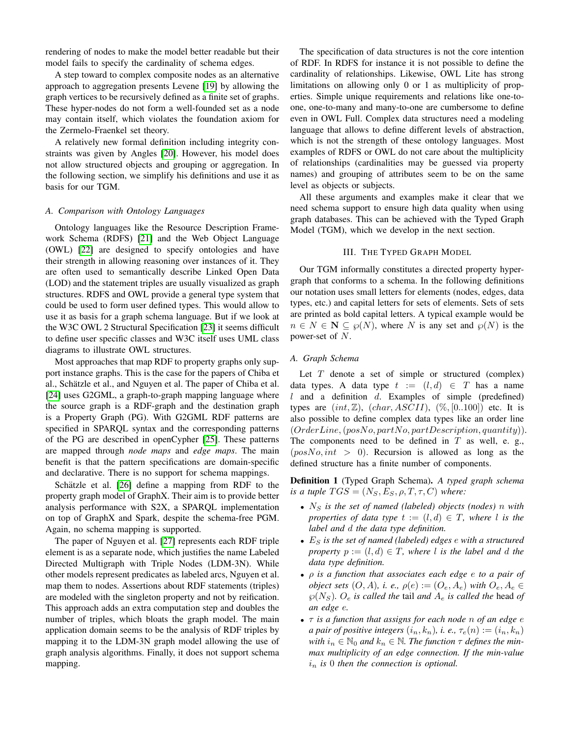rendering of nodes to make the model better readable but their model fails to specify the cardinality of schema edges.

A step toward to complex composite nodes as an alternative approach to aggregation presents Levene [19] by allowing the graph vertices to be recursively defined as a finite set of graphs. These hyper-nodes do not form a well-founded set as a node may contain itself, which violates the foundation axiom for the Zermelo-Fraenkel set theory.

A relatively new formal definition including integrity constraints was given by Angles [20]. However, his model does not allow structured objects and grouping or aggregation. In the following section, we simplify his definitions and use it as basis for our TGM.

### A. Comparison with Ontology Languages

Ontology languages like the Resource Description Framework Schema (RDFS) [21] and the Web Object Language (OWL) [22] are designed to specify ontologies and have their strength in allowing reasoning over instances of it. They are often used to semantically describe Linked Open Data (LOD) and the statement triples are usually visualized as graph structures. RDFS and OWL provide a general type system that could be used to form user defined types. This would allow to use it as basis for a graph schema language. But if we look at the W3C OWL 2 Structural Specification [23] it seems difficult to define user specific classes and W3C itself uses UML class diagrams to illustrate OWL structures.

Most approaches that map RDF to property graphs only support instance graphs. This is the case for the papers of Chiba et al., Schätzle et al., and Nguyen et al. The paper of Chiba et al. [24] uses G2GML, a graph-to-graph mapping language where the source graph is a RDF-graph and the destination graph is a Property Graph (PG). With G2GML RDF patterns are specified in SPARQL syntax and the corresponding patterns of the PG are described in openCypher [25]. These patterns are mapped through *node maps* and *edge maps*. The main benefit is that the pattern specifications are domain-specific and declarative. There is no support for schema mappings.

Schätzle et al. [26] define a mapping from RDF to the property graph model of GraphX. Their aim is to provide better analysis performance with S2X, a SPARQL implementation on top of GraphX and Spark, despite the schema-free PGM. Again, no schema mapping is supported.

The paper of Nguyen et al. [27] represents each RDF triple element is as a separate node, which justifies the name Labeled Directed Multigraph with Triple Nodes (LDM-3N). While other models represent predicates as labeled arcs, Nguyen et al. map them to nodes. Assertions about RDF statements (triples) are modeled with the singleton property and not by reification. This approach adds an extra computation step and doubles the number of triples, which bloats the graph model. The main application domain seems to be the analysis of RDF triples by mapping it to the LDM-3N graph model allowing the use of graph analysis algorithms. Finally, it does not support schema mapping.

The specification of data structures is not the core intention of RDF. In RDFS for instance it is not possible to define the cardinality of relationships. Likewise, OWL Lite has strong limitations on allowing only 0 or 1 as multiplicity of properties. Simple unique requirements and relations like one-to-one, one-to-many and many-to-one are cumbersome to define even in OWL Full. Complex data structures need a modeling language that allows to define different levels of abstraction, which is not the strength of these ontology languages. Most examples of RDFS or OWL do not care about the multiplicity of relationships (cardinalities may be guessed via property names) and grouping of attributes seem to be on the same level as objects or subjects.

All these arguments and examples make it clear that we need schema support to ensure high data quality when using graph databases. This can be achieved with the Typed Graph Model (TGM), which we develop in the next section.

## III. The Typed Graph Model

Our TGM informally constitutes a directed property hypergraph that conforms to a schema. In the following definitions our notation uses small letters for elements (nodes, edges, data types, etc.) and capital letters for sets of elements. Sets of sets are printed as bold capital letters. A typical example would be $n \in N \in \mathbf{N} \subseteq \wp(N)$, where $N$ is any set and $\wp(N)$ is the power-set of $N$.

### A. Graph Schema

Let $T$ denote a set of simple or structured (complex) data types. A data type $t := (l, d) \in T$ has a name $l$ and a definition $d$. Examples of simple (predefined) types are $(int, \mathbb{Z})$, $(char, ASCII)$, $(\%, [0..100])$ etc. It is also possible to define complex data types like an order line $(OrderLine, (posNo, partNo, partDescription, quantity))$. The components need to be defined in $T$ as well, e. g., $(posNo, int > 0)$. Recursion is allowed as long as the defined structure has a finite number of components.

**Definition 1** (Typed Graph Schema). *A typed graph schema is a tuple $TGS = (N_S, E_S, \rho, T, \tau, C)$ where:*

- *$N_S$ is the set of named (labeled) objects (nodes) $n$ with properties of data type $t := (l, d) \in T$, where $l$ is the label and $d$ the data type definition.*
- *$E_S$ is the set of named (labeled) edges $e$ with a structured property $p := (l, d) \in T$, where $l$ is the label and $d$ the data type definition.*
- *$\rho$ is a function that associates each edge $e$ to a pair of object sets $(O, A)$, i. e., $\rho(e) := (O_e, A_e)$ with $O_e, A_e \in \wp(N_S)$. $O_e$ is called the* tail *and $A_e$ is called the* head *of an edge $e$.*
- *$\tau$ is a function that assigns for each node $n$ of an edge $e$ a pair of positive integers $(i_n, k_n)$, i. e., $\tau_e(n) := (i_n, k_n)$ with $i_n \in \mathbb{N}_0$ and $k_n \in \mathbb{N}$. The function $\tau$ defines the min-max multiplicity of an edge connection. If the min-value $i_n$ is 0 then the connection is optional.*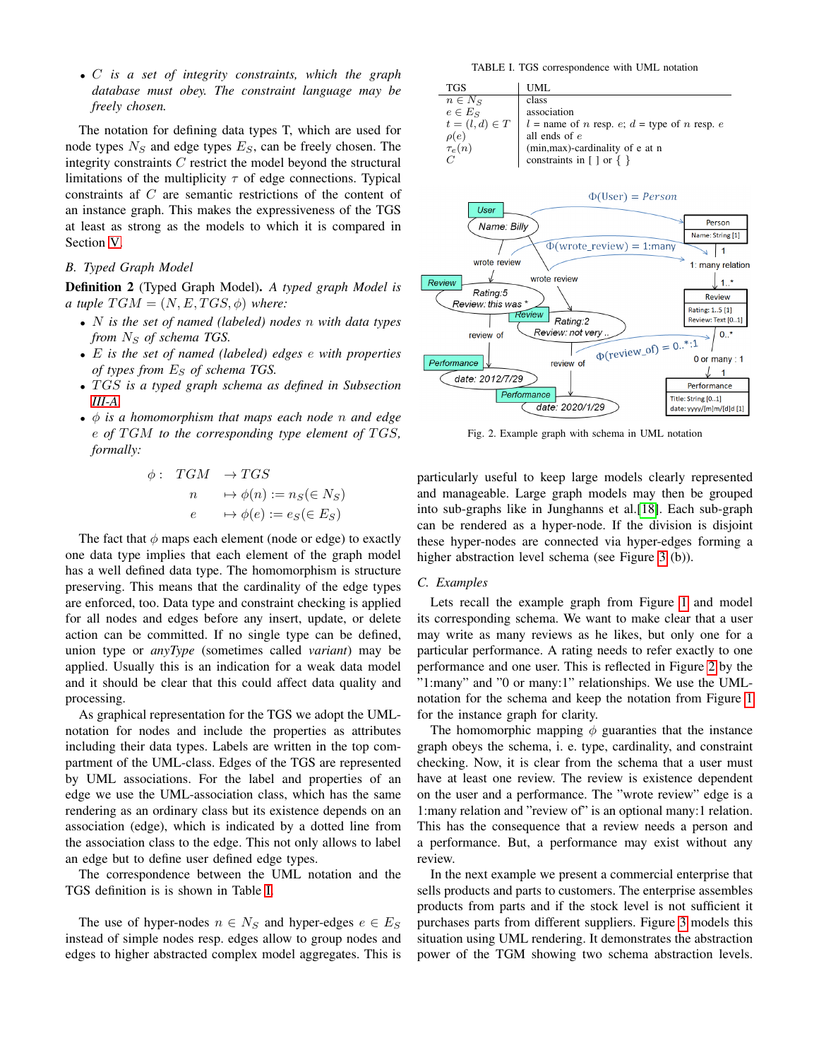- *C is a set of integrity constraints, which the graph database must obey. The constraint language may be freely chosen.*

The notation for defining data types T, which are used for node types $N_S$ and edge types $E_S$, can be freely chosen. The integrity constraints $C$ restrict the model beyond the structural limitations of the multiplicity $\tau$ of edge connections. Typical constraints af $C$ are semantic restrictions of the content of an instance graph. This makes the expressiveness of the TGS at least as strong as the models to which it is compared in Section V.

### B. Typed Graph Model

**Definition 2** (Typed Graph Model). *A typed graph Model is a tuple $TGM = (N, E, TGS, \phi)$ where:*

- *$N$ is the set of (labeled) nodes $n$ with data types from $N_S$ of schema TGS.*
- *$E$ is the set of named (labeled) edges $e$ with properties of types from $E_S$ of schema TGS.*
- *TGS is a typed graph schema as defined in Subsection III-A.*
- *$\phi$ is a homomorphism that maps each node $n$ and edge $e$ of TGM to the corresponding type element of TGS, formally:*

$$
\begin{aligned}
\phi: \quad TGM \quad & \rightarrow TGS \\
n \quad & \mapsto \phi(n) := n_S (\in N_S) \\
e \quad & \mapsto \phi(e) := e_S (\in E_S)
\end{aligned}
$$

The fact that $\phi$ maps each element (node or edge) to exactly one data type implies that each element of the graph model has a well defined data type. The homomorphism is structure preserving. This means that the cardinality of the edge types are enforced, too. Data type and constraint checking is applied for all nodes and edges before any insert, update, or delete action can be committed. If no single type can be defined, union type or *anyType* (sometimes called *variant*) may be applied. Usually this is an indication for a weak data model and it should be clear that this could affect data quality and processing.

As graphical representation for the TGS we adopt the UML-notation for nodes and include the properties as attributes including their data types. Labels are written in the top compartment of the UML-class. Edges of the TGS are represented by UML associations. For the label and properties of an edge we use the UML-association class, which has the same rendering as an ordinary class but its existence depends on an association (edge), which is indicated by a dotted line from the association class to the edge. This not only allows to label an edge but to define user defined edge types.

The correspondence between the UML notation and the TGS definition is is shown in Table I.

The use of hyper-nodes $n \in N_S$ and hyper-edges $e \in E_S$ instead of simple nodes resp. edges allow to group nodes and edges to higher abstracted complex model aggregates. This is particularly useful to keep large models clearly represented and manageable. Large graph models may then be grouped into sub-graphs like in Junghanns et al.[18]. Each sub-graph can be rendered as a hyper-node. If the division is disjoint these hyper-nodes are connected via hyper-edges forming a higher abstraction level schema (see Figure 3 (b)).

TABLE I. TGS correspondence with UML notation

| TGS | UML |
|---|---|
| $n \in N_S$ | class |
| $e \in E_S$ | association |
| $t = (l, d) \in T$ | $l$ = name of $n$ resp. $e$; $d$ = type of $n$ resp. $e$ |
| $\rho(e)$ | all ends of $e$ |
| $\tau_e(n)$ | (min,max)-cardinality of e at n |
| $C$ | constraints in [ ] or { } |

Fig. 2. Example graph with schema in UML notation

### C. Examples

Lets recall the example graph from Figure 1 and model its corresponding schema. We want to make clear that a user may write as many reviews as he likes, but only one for a particular performance. A rating needs to refer exactly to one performance and one user. This is reflected in Figure 2 by the "1:many" and "0 or many:1" relationships. We use the UML-notation for the schema and keep the notation from Figure 1 for the instance graph for clarity.

The homomorphic mapping $\phi$ guaranties that the instance graph obeys the schema, i. e. type, cardinality, and constraint checking. Now, it is clear from the schema that a user must have at least one review. The review is existence dependent on the user and a performance. The "wrote review" edge is a 1:many relation and "review of" is an optional many:1 relation. This has the consequence that a review needs a person and a performance. But, a performance may exist without any review.

In the next example we present a commercial enterprise that sells products and parts to customers. The enterprise assembles products from parts and if the stock level is not sufficient it purchases parts from different suppliers. Figure 3 models this situation using UML rendering. It demonstrates the abstraction power of the TGM showing two schema abstraction levels.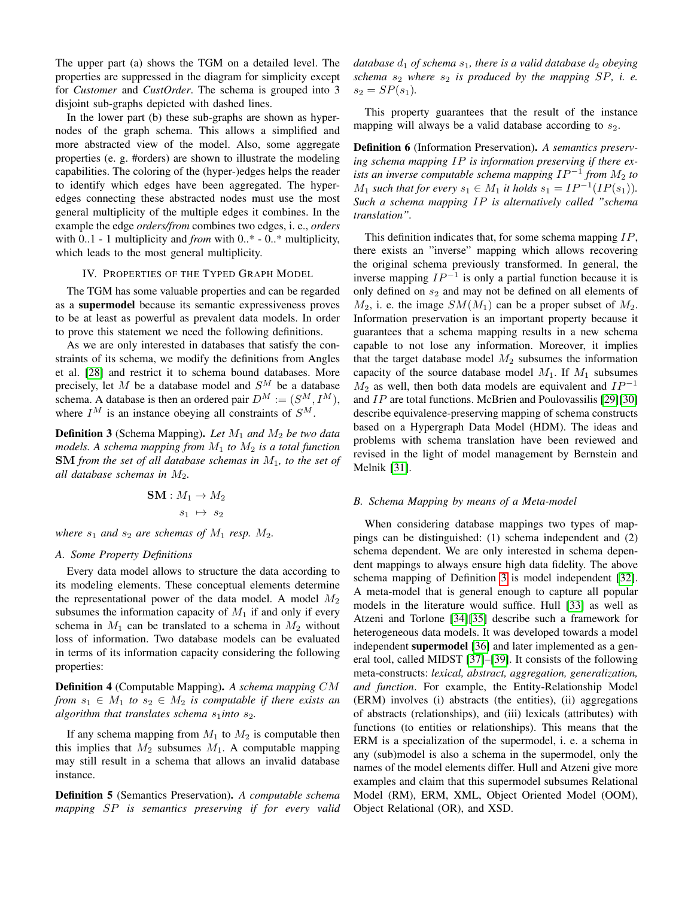The upper part (a) shows the TGM on a detailed level. The properties are suppressed in the diagram for simplicity except for *Customer* and *CustOrder*. The schema is grouped into 3 disjoint sub-graphs depicted with dashed lines.

In the lower part (b) these sub-graphs are shown as hypernodes of the graph schema. This allows a simplified and more abstracted view of the model. Also, some aggregate properties (e. g. #orders) are shown to illustrate the modeling capabilities. The coloring of the (hyper-)edges helps the reader to identify which edges have been aggregated. The hyperedges connecting these abstracted nodes must use the most general multiplicity of the multiple edges it combines. In the example the edge *orders/from* combines two edges, i. e., *orders* with 0..1 - 1 multiplicity and *from* with 0..* - 0..* multiplicity, which leads to the most general multiplicity.

## IV. Properties of the Typed Graph Model

The TGM has some valuable properties and can be regarded as a **supermodel** because its semantic expressiveness proves to be at least as powerful as prevalent data models. In order to prove this statement we need the following definitions.

As we are only interested in databases that satisfy the constraints of its schema, we modify the definitions from Angles et al. [28] and restrict it to schema bound databases. More precisely, let $M$ be a database model and $S^M$ be a database schema. A database is then an ordered pair $D^M := (S^M, I^M)$, where $I^M$ is an instance obeying all constraints of $S^M$.

**Definition 3** (Schema Mapping). *Let $M_1$ and $M_2$ be two data models. A schema mapping from $M_1$ to $M_2$ is a total function* **SM** *from the set of all database schemas in $M_1$, to the set of all database schemas in $M_2$.*

$$\mathbf{SM} : M_1 \rightarrow M_2$$
$$s_1 \mapsto s_2$$

*where $s_1$ and $s_2$ are schemas of $M_1$ resp. $M_2$.*

### A. Some Property Definitions

Every data model allows to structure the data according to its modeling elements. These conceptual elements determine the representational power of the data model. A model $M_2$ subsumes the information capacity of $M_1$ if and only if every schema in $M_1$ can be translated to a schema in $M_2$ without loss of information. Two database models can be evaluated in terms of its information capacity considering the following properties:

**Definition 4** (Computable Mapping). *A schema mapping $CM$ from $s_1 \in M_1$ to $s_2 \in M_2$ is computable if there exists an algorithm that translates schema $s_1$into $s_2$.*

If any schema mapping from $M_1$ to $M_2$ is computable then this implies that $M_2$ subsumes $M_1$. A computable mapping may still result in a schema that allows an invalid database instance.

**Definition 5** (Semantics Preservation). *A computable schema mapping $SP$ is semantics preserving if for every valid database $d_1$ of schema $s_1$, there is a valid database $d_2$ obeying schema $s_2$ where $s_2$ is produced by the mapping $SP$, i. e. $s_2 = SP(s_1)$.*

This property guarantees that the result of the instance mapping will always be a valid database according to $s_2$.

**Definition 6** (Information Preservation). *A semantics preserving schema mapping $IP$ is information preserving if there exists an inverse computable schema mapping $IP^{-1}$ from $M_2$ to $M_1$ such that for every $s_1 \in M_1$ it holds $s_1 = IP^{-1}(IP(s_1))$. Such a schema mapping $IP$ is alternatively called "schema translation".*

This definition indicates that, for some schema mapping $IP$, there exists an "inverse" mapping which allows recovering the original schema previously transformed. In general, the inverse mapping $IP^{-1}$ is only a partial function because it is only defined on $s_2$ and may not be defined on all elements of $M_2$, i. e. the image $SM(M_1)$ can be a proper subset of $M_2$. Information preservation is an important property because it guarantees that a schema mapping results in a new schema capable to not lose any information. Moreover, it implies that the target database model $M_2$ subsumes the information capacity of the source database model $M_1$. If $M_1$ subsumes $M_2$ as well, then both data models are equivalent and $IP^{-1}$ and $IP$ are total functions. McBrien and Poulovassilis [29][30] describe equivalence-preserving mapping of schema constructs based on a Hypergraph Data Model (HDM). The ideas and problems with schema translation have been reviewed and revised in the light of model management by Bernstein and Melnik [31].

### B. Schema Mapping by means of a Meta-model

When considering database mappings two types of mappings can be distinguished: (1) schema independent and (2) schema dependent. We are only interested in schema dependent mappings to always ensure high data fidelity. The above schema mapping of Definition 3 is model independent [32]. A meta-model that is general enough to capture all popular models in the literature would suffice. Hull [33] as well as Atzeni and Torlone [34][35] describe such a framework for heterogeneous data models. It was developed towards a model independent **supermodel** [36] and later implemented as a general tool, called MIDST [37]–[39]. It consists of the following meta-constructs: *lexical, abstract, aggregation, generalization, and function*. For example, the Entity-Relationship Model (ERM) involves (i) abstracts (the entities), (ii) aggregations of abstracts (relationships), and (iii) lexicals (attributes) with functions (to entities or relationships). This means that the ERM is a specialization of the supermodel, i. e. a schema in any (sub)model is also a schema in the supermodel, only the names of the model elements differ. Hull and Atzeni give more examples and claim that this supermodel subsumes Relational Model (RM), ERM, XML, Object Oriented Model (OOM), Object Relational (OR), and XSD.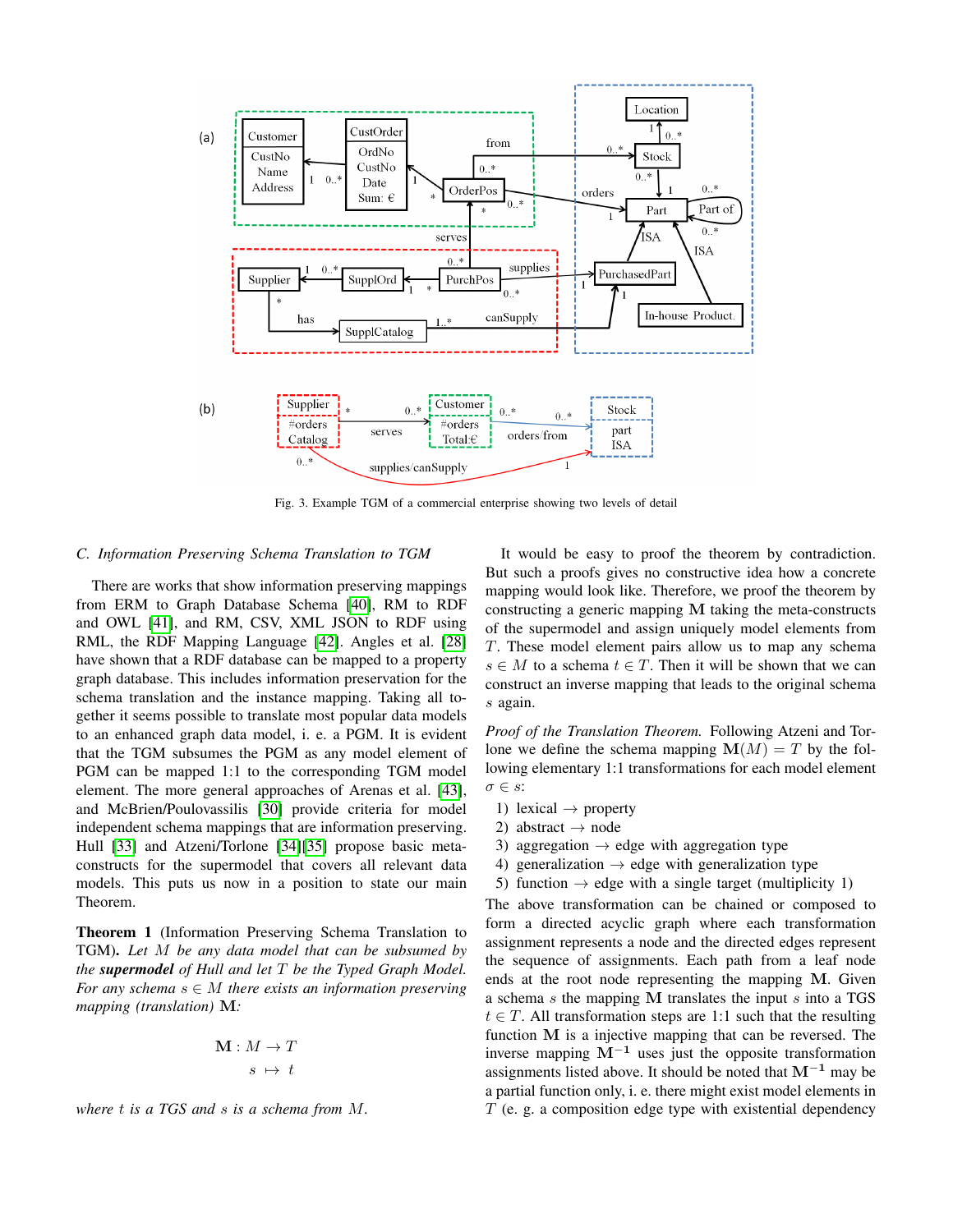Fig. 3. Example TGM of a commercial enterprise showing two levels of detail

### C. Information Preserving Schema Translation to TGM

There are works that show information preserving mappings from ERM to Graph Database Schema [40], RM to RDF and OWL [41], and RM, CSV, XML JSON to RDF using RML, the RDF Mapping Language [42]. Angles et al. [28] have shown that a RDF database can be mapped to a property graph database. This includes information preservation for the schema translation and the instance mapping. Taking all together it seems possible to translate most popular data models to an enhanced graph data model, i. e. a PGM. It is evident that the TGM subsumes the PGM as any model element of PGM can be mapped 1:1 to the corresponding TGM model element. The more general approaches of Arenas et al. [43], and McBrien/Poulovassilis [30] provide criteria for model independent schema mappings that are information preserving. Hull [33] and Atzeni/Torlone [34][35] propose basic meta-constructs for the supermodel that covers all relevant data models. This puts us now in a position to state our main Theorem.

**Theorem 1** (Information Preserving Schema Translation to TGM). *Let $M$ be any data model that can be subsumed by the* ***supermodel*** *of Hull and let $T$ be the Typed Graph Model. For any schema $s \in M$ there exists an information preserving mapping (translation)* $\mathbf{M}$*:*

$$\begin{aligned} \mathbf{M} : M &\rightarrow T \\ s &\mapsto t \end{aligned}$$

*where $t$ is a TGS and $s$ is a schema from $M$.*

It would be easy to proof the theorem by contradiction. But such a proofs gives no constructive idea how a concrete mapping would look like. Therefore, we proof the theorem by constructing a generic mapping $\mathbf{M}$ taking the meta-constructs of the supermodel and assign uniquely model elements from $T$. These model element pairs allow us to map any schema $s \in M$ to a schema $t \in T$. Then it will be shown that we can construct an inverse mapping that leads to the original schema $s$ again.

*Proof of the Translation Theorem.* Following Atzeni and Torlone we define the schema mapping $\mathbf{M}(M) = T$ by the following elementary 1:1 transformations for each model element $\sigma \in s$:

1) lexical $\rightarrow$ property
2) abstract $\rightarrow$ node
3) aggregation $\rightarrow$ edge with aggregation type
4) generalization $\rightarrow$ edge with generalization type
5) function $\rightarrow$ edge with a single target (multiplicity 1)

The above transformation can be chained or composed to form a directed acyclic graph where each transformation assignment represents a node and the directed edges represent the sequence of assignments. Each path from a leaf node ends at the root node representing the mapping $\mathbf{M}$. Given a schema $s$ the mapping $\mathbf{M}$ translates the input $s$ into a TGS $t \in T$. All transformation steps are 1:1 such that the resulting function $\mathbf{M}$ is a injective mapping that can be reversed. The inverse mapping $\mathbf{M}^{-1}$ uses just the opposite transformation assignments listed above. It should be noted that $\mathbf{M}^{-1}$ may be a partial function only, i. e. there might exist model elements in $T$ (e. g. a composition edge type with existential dependency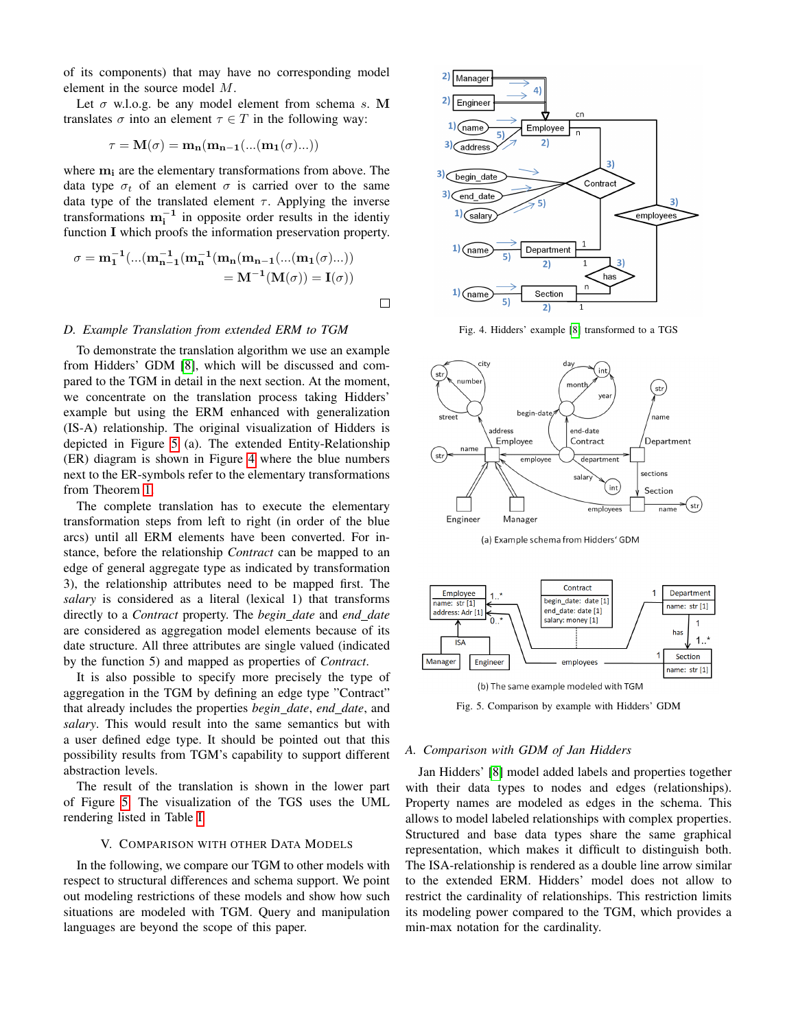of its components) that may have no corresponding model element in the source model $M$.

Let $\sigma$ w.l.o.g. be any model element from schema $s$. $\mathbf{M}$ translates $\sigma$ into an element $\tau \in T$ in the following way:

$$\tau = \mathbf{M}(\sigma) = \mathbf{m_n}(\mathbf{m_{n-1}}(...(\mathbf{m_1}(\sigma)...))$$

where $\mathbf{m_i}$ are the elementary transformations from above. The data type $\sigma_t$ of an element $\sigma$ is carried over to the same data type of the translated element $\tau$. Applying the inverse transformations $\mathbf{m_i^{-1}}$ in opposite order results in the identity function $\mathbf{I}$ which proofs the information preservation property.

$$\sigma = \mathbf{m_1^{-1}}(...(\mathbf{m_{n-1}^{-1}}(\mathbf{m_n^{-1}}(\mathbf{m_n}(\mathbf{m_{n-1}}(...(\mathbf{m_1}(\sigma)...)) = \mathbf{M^{-1}}(\mathbf{M}(\sigma)) = \mathbf{I}(\sigma))$$

□

### D. Example Translation from extended ERM to TGM

To demonstrate the translation algorithm we use an example from Hidders' GDM [8], which will be discussed and compared to the TGM in detail in the next section. At the moment, we concentrate on the translation process taking Hidders' example but using the ERM enhanced with generalization (IS-A) relationship. The original visualization of Hidders is depicted in Figure 5 (a). The extended Entity-Relationship (ER) diagram is shown in Figure 4 where the blue numbers next to the ER-symbols refer to the elementary transformations from Theorem 1.

The complete translation has to execute the elementary transformation steps from left to right (in order of the blue arcs) until all ERM elements have been converted. For instance, before the relationship *Contract* can be mapped to an edge of general aggregate type as indicated by transformation 3), the relationship attributes need to be mapped first. The *salary* is considered as a literal (lexical 1) that transforms directly to a *Contract* property. The *begin_date* and *end_date* are considered as aggregation model elements because of its date structure. All three attributes are single valued (indicated by the function 5) and mapped as properties of *Contract*.

It is also possible to specify more precisely the type of aggregation in the TGM by defining an edge type "Contract" that already includes the properties *begin_date*, *end_date*, and *salary*. This would result into the same semantics but with a user defined edge type. It should be pointed out that this possibility results from TGM's capability to support different abstraction levels.

The result of the translation is shown in the lower part of Figure 5. The visualization of the TGS uses the UML rendering listed in Table I.

## V. Comparison with other Data Models

In the following, we compare our TGM to other models with respect to structural differences and schema support. We point out modeling restrictions of these models and show how such situations are modeled with TGM. Query and manipulation languages are beyond the scope of this paper.

Fig. 4. Hidders' example [8] transformed to a TGS

(a) Example schema from Hidders' GDM

(b) The same example modeled with TGM

Fig. 5. Comparison by example with Hidders' GDM

### A. Comparison with GDM of Jan Hidders

Jan Hidders' [8] model added labels and properties together with their data types to nodes and edges (relationships). Property names are modeled as edges in the schema. This allows to model labeled relationships with complex properties. Structured and base data types share the same graphical representation, which makes it difficult to distinguish both. The ISA-relationship is rendered as a double line arrow similar to the extended ERM. Hidders' model does not allow to restrict the cardinality of relationships. This restriction limits its modeling power compared to the TGM, which provides a min-max notation for the cardinality.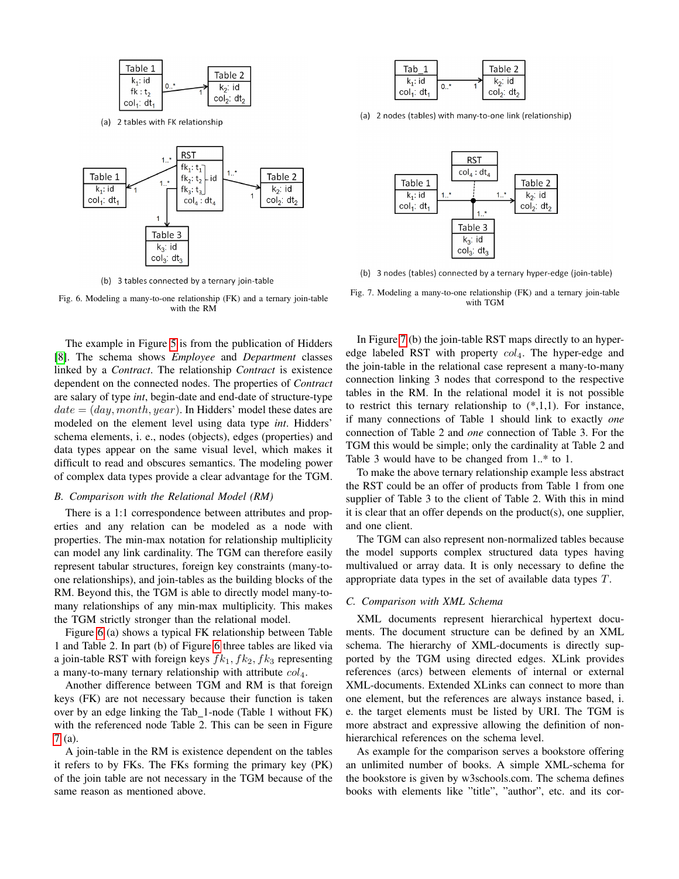(a) 2 tables with FK relationship

(b) 3 tables connected by a ternary join-table

Fig. 6. Modeling a many-to-one relationship (FK) and a ternary join-table with the RM

(a) 2 nodes (tables) with many-to-one link (relationship)

(b) 3 nodes (tables) connected by a ternary hyper-edge (join-table)

Fig. 7. Modeling a many-to-one relationship (FK) and a ternary join-table with TGM

The example in Figure 5 is from the publication of Hidders [8]. The schema shows *Employee* and *Department* classes linked by a *Contract*. The relationship *Contract* is existence dependent on the connected nodes. The properties of *Contract* are salary of type *int*, begin-date and end-date of structure-type $date = (day, month, year)$. In Hidders' model these dates are modeled on the element level using data type *int*. Hidders' schema elements, i. e., nodes (objects), edges (properties) and data types appear on the same visual level, which makes it difficult to read and obscures semantics. The modeling power of complex data types provide a clear advantage for the TGM.

### B. Comparison with the Relational Model (RM)

There is a 1:1 correspondence between attributes and properties and any relation can be modeled as a node with properties. The min-max notation for relationship multiplicity can model any link cardinality. The TGM can therefore easily represent tabular structures, foreign key constraints (many-to-one relationships), and join-tables as the building blocks of the RM. Beyond this, the TGM is able to directly model many-to-many relationships of any min-max multiplicity. This makes the TGM strictly stronger than the relational model.

Figure 6 (a) shows a typical FK relationship between Table 1 and Table 2. In part (b) of Figure 6 three tables are liked via a join-table RST with foreign keys $fk_1, fk_2, fk_3$ representing a many-to-many ternary relationship with attribute $col_4$.

Another difference between TGM and RM is that foreign keys (FK) are not necessary because their function is taken over by an edge linking the Tab_1-node (Table 1 without FK) with the referenced node Table 2. This can be seen in Figure 7 (a).

A join-table in the RM is existence dependent on the tables it refers to by FKs. The FKs forming the primary key (PK) of the join table are not necessary in the TGM because of the same reason as mentioned above.

In Figure 7 (b) the join-table RST maps directly to an hyper-edge labeled RST with property $col_4$. The hyper-edge and the join-table in the relational case represent a many-to-many connection linking 3 nodes that correspond to the respective tables in the RM. In the relational model it is not possible to restrict this ternary relationship to (*,1,1). For instance, if many connections of Table 1 should link to exactly *one* connection of Table 2 and *one* connection of Table 3. For the TGM this would be simple; only the cardinality at Table 2 and Table 3 would have to be changed from 1..* to 1.

To make the above ternary relationship example less abstract the RST could be an offer of products from Table 1 from one supplier of Table 3 to the client of Table 2. With this in mind it is clear that an offer depends on the product(s), one supplier, and one client.

The TGM can also represent non-normalized tables because the model supports complex structured data types having multivalued or array data. It is only necessary to define the appropriate data types in the set of available data types $T$.

### C. Comparison with XML Schema

XML documents represent hierarchical hypertext documents. The document structure can be defined by an XML schema. The hierarchy of XML-documents is directly supported by the TGM using directed edges. XLink provides references (arcs) between elements of internal or external XML-documents. Extended XLinks can connect to more than one element, but the references are always instance based, i. e. the target elements must be listed by URI. The TGM is more abstract and expressive allowing the definition of non-hierarchical references on the schema level.

As example for the comparison serves a bookstore offering an unlimited number of books. A simple XML-schema for the bookstore is given by w3schools.com. The schema defines books with elements like "title", "author", etc. and its cor-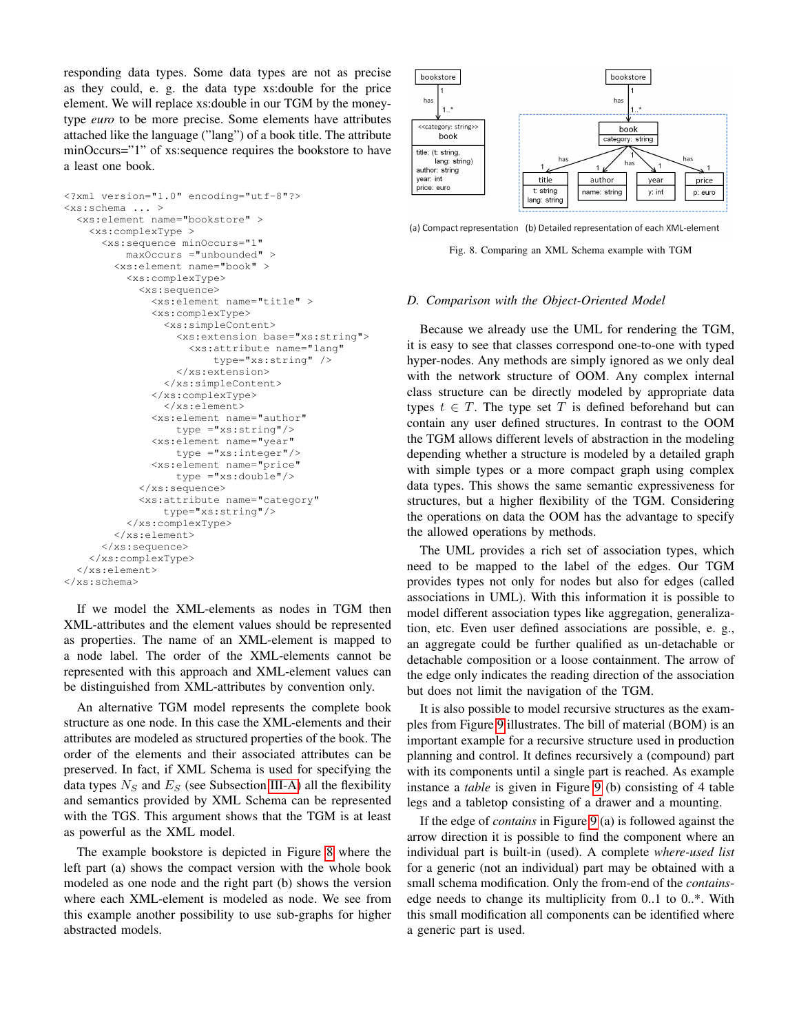responding data types. Some data types are not as precise as they could, e. g. the data type xs:double for the price element. We will replace xs:double in our TGM by the money-type *euro* to be more precise. Some elements have attributes attached like the language ("lang") of a book title. The attribute minOccurs="1" of xs:sequence requires the bookstore to have a least one book.

```
<?xml version="1.0" encoding="utf-8"?>
<xs:schema ... >
  <xs:element name="bookstore" >
    <xs:complexType >
      <xs:sequence minOccurs="1"
          maxOccurs ="unbounded" >
        <xs:element name="book" >
          <xs:complexType>
            <xs:sequence>
              <xs:element name="title" >
              <xs:complexType>
                <xs:simpleContent>
                  <xs:extension base="xs:string">
                    <xs:attribute name="lang"
                        type="xs:string" />
                  </xs:extension>
                </xs:simpleContent>
              </xs:complexType>
                </xs:element>
              <xs:element name="author"
                  type ="xs:string"/>
              <xs:element name="year"
                  type ="xs:integer"/>
              <xs:element name="price"
                  type ="xs:double"/>
            </xs:sequence>
            <xs:attribute name="category"
                type="xs:string"/>
          </xs:complexType>
        </xs:element>
      </xs:sequence>
    </xs:complexType>
  </xs:element>
</xs:schema>
```

If we model the XML-elements as nodes in TGM then XML-attributes and the element values should be represented as properties. The name of an XML-element is mapped to a node label. The order of the XML-elements cannot be represented with this approach and XML-element values can be distinguished from XML-attributes by convention only.

An alternative TGM model represents the complete book structure as one node. In this case the XML-elements and their attributes are modeled as structured properties of the book. The order of the elements and their associated attributes can be preserved. In fact, if XML Schema is used for specifying the data types $N_S$ and $E_S$ (see Subsection III-A) all the flexibility and semantics provided by XML Schema can be represented with the TGS. This argument shows that the TGM is at least as powerful as the XML model.

The example bookstore is depicted in Figure 8 where the left part (a) shows the compact version with the whole book modeled as one node and the right part (b) shows the version where each XML-element is modeled as node. We see from this example another possibility to use sub-graphs for higher abstracted models.

(a) Compact representation (b) Detailed representation of each XML-element

Fig. 8. Comparing an XML Schema example with TGM

### D. Comparison with the Object-Oriented Model

Because we already use the UML for rendering the TGM, it is easy to see that classes correspond one-to-one with typed hyper-nodes. Any methods are simply ignored as we only deal with the network structure of OOM. Any complex internal class structure can be directly modeled by appropriate data types $t \in T$. The type set $T$ is defined beforehand but can contain any user defined structures. In contrast to the OOM the TGM allows different levels of abstraction in the modeling depending whether a structure is modeled by a detailed graph with simple types or a more compact graph using complex data types. This shows the same semantic expressiveness for structures, but a higher flexibility of the TGM. Considering the operations on data the OOM has the advantage to specify the allowed operations by methods.

The UML provides a rich set of association types, which need to be mapped to the label of the edges. Our TGM provides types not only for nodes but also for edges (called associations in UML). With this information it is possible to model different association types like aggregation, generalization, etc. Even user defined associations are possible, e. g., an aggregate could be further qualified as un-detachable or detachable composition or a loose containment. The arrow of the edge only indicates the reading direction of the association but does not limit the navigation of the TGM.

It is also possible to model recursive structures as the examples from Figure 9 illustrates. The bill of material (BOM) is an important example for a recursive structure used in production planning and control. It defines recursively a (compound) part with its components until a single part is reached. As example instance a *table* is given in Figure 9 (b) consisting of 4 table legs and a tabletop consisting of a drawer and a mounting.

If the edge of *contains* in Figure 9 (a) is followed against the arrow direction it is possible to find the component where an individual part is built-in (used). A complete *where-used list* for a generic (not an individual) part may be obtained with a small schema modification. Only the from-end of the *contains*-edge needs to change its multiplicity from 0..1 to 0..*. With this small modification all components can be identified where a generic part is used.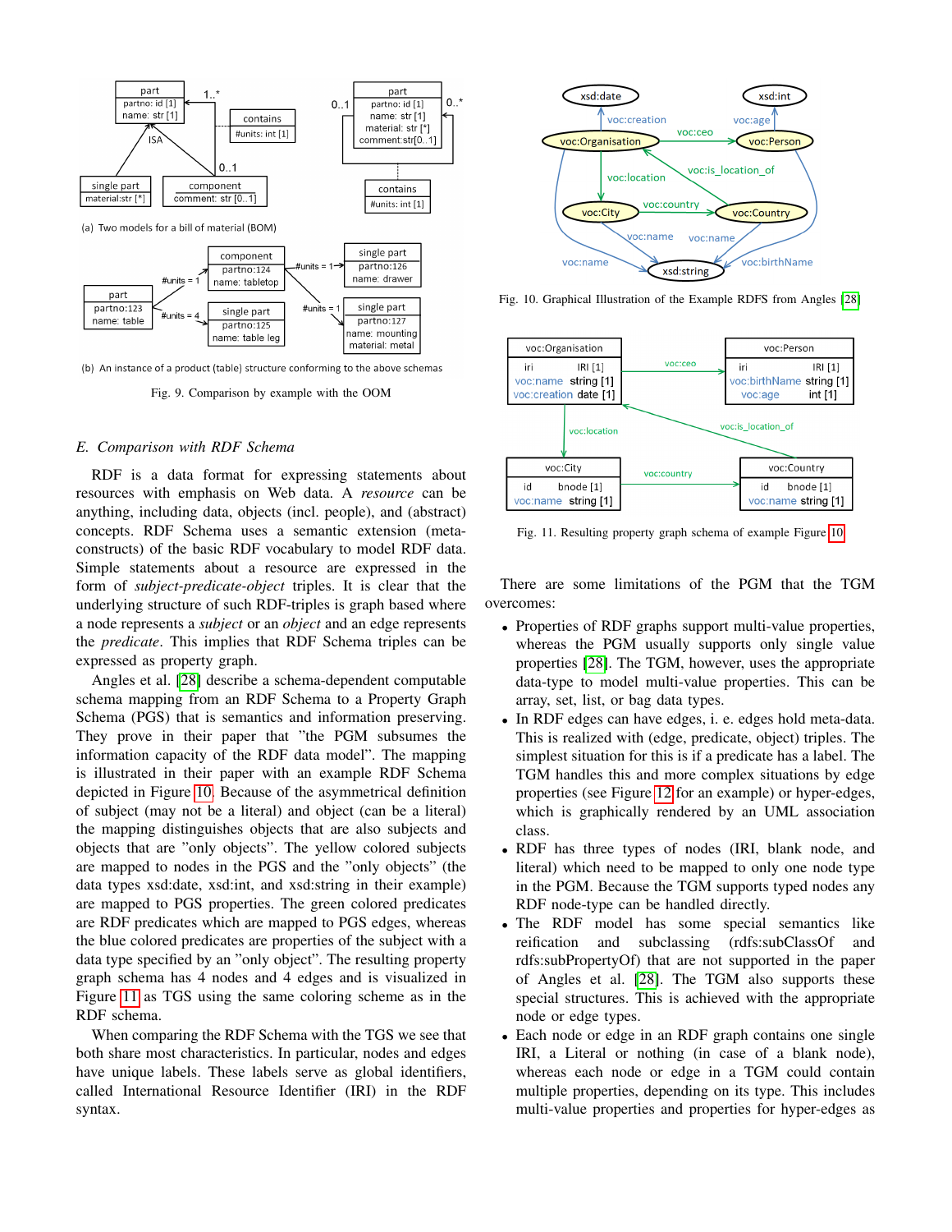(a) Two models for a bill of material (BOM)

(b) An instance of a product (table) structure conforming to the above schemas

Fig. 9. Comparison by example with the OOM

### *E. Comparison with RDF Schema*

RDF is a data format for expressing statements about resources with emphasis on Web data. A *resource* can be anything, including data, objects (incl. people), and (abstract) concepts. RDF Schema uses a semantic extension (meta-constructs) of the basic RDF vocabulary to model RDF data. Simple statements about a resource are expressed in the form of *subject-predicate-object* triples. It is clear that the underlying structure of such RDF-triples is graph based where a node represents a *subject* or an *object* and an edge represents the *predicate*. This implies that RDF Schema triples can be expressed as property graph.

Angles et al. [28] describe a schema-dependent computable schema mapping from an RDF Schema to a Property Graph Schema (PGS) that is semantics and information preserving. They prove in their paper that "the PGM subsumes the information capacity of the RDF data model". The mapping is illustrated in their paper with an example RDF Schema depicted in Figure 10. Because of the asymmetrical definition of subject (may not be a literal) and object (can be a literal) the mapping distinguishes objects that are also subjects and objects that are "only objects". The yellow colored subjects are mapped to nodes in the PGS and the "only objects" (the data types xsd:date, xsd:int, and xsd:string in their example) are mapped to PGS properties. The green colored predicates are RDF predicates which are mapped to PGS edges, whereas the blue colored predicates are properties of the subject with a data type specified by an "only object". The resulting property graph schema has 4 nodes and 4 edges and is visualized in Figure 11 as TGS using the same coloring scheme as in the RDF schema.

When comparing the RDF Schema with the TGS we see that both share most characteristics. In particular, nodes and edges have unique labels. These labels serve as global identifiers, called International Resource Identifier (IRI) in the RDF syntax.

Fig. 10. Graphical Illustration of the Example RDFS from Angles [28]

Fig. 11. Resulting property graph schema of example Figure 10

There are some limitations of the PGM that the TGM overcomes:

- Properties of RDF graphs support multi-value properties, whereas the PGM usually supports only single value properties [28]. The TGM, however, uses the appropriate data-type to model multi-value properties. This can be array, set, list, or bag data types.
- In RDF edges can have edges, i. e. edges hold meta-data. This is realized with (edge, predicate, object) triples. The simplest situation for this is if a predicate has a label. The TGM handles this and more complex situations by edge properties (see Figure 12 for an example) or hyper-edges, which is graphically rendered by an UML association class.
- RDF has three types of nodes (IRI, blank node, and literal) which need to be mapped to only one node type in the PGM. Because the TGM supports typed nodes any RDF node-type can be handled directly.
- The RDF model has some special semantics like reification and subclassing (rdfs:subClassOf and rdfs:subPropertyOf) that are not supported in the paper of Angles et al. [28]. The TGM also supports these special structures. This is achieved with the appropriate node or edge types.
- Each node or edge in an RDF graph contains one single IRI, a Literal or nothing (in case of a blank node), whereas each node or edge in a TGM could contain multiple properties, depending on its type. This includes multi-value properties and properties for hyper-edges as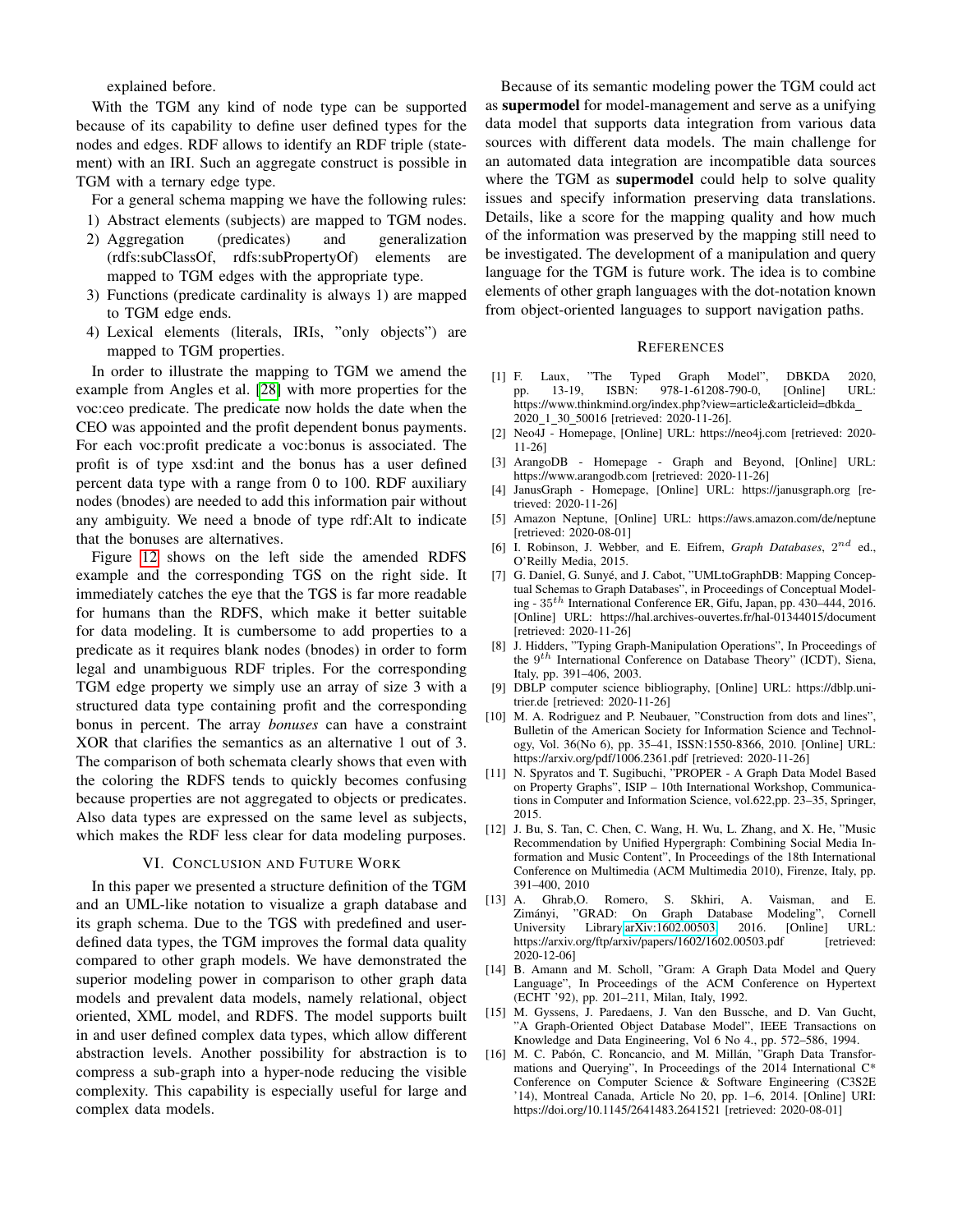explained before.

With the TGM any kind of node type can be supported because of its capability to define user defined types for the nodes and edges. RDF allows to identify an RDF triple (statement) with an IRI. Such an aggregate construct is possible in TGM with a ternary edge type.

For a general schema mapping we have the following rules:

1) Abstract elements (subjects) are mapped to TGM nodes.
2) Aggregation (predicates) and generalization (rdfs:subClassOf, rdfs:subPropertyOf) elements are mapped to TGM edges with the appropriate type.
3) Functions (predicate cardinality is always 1) are mapped to TGM edge ends.
4) Lexical elements (literals, IRIs, "only objects") are mapped to TGM properties.

In order to illustrate the mapping to TGM we amend the example from Angles et al. [28] with more properties for the voc:ceo predicate. The predicate now holds the date when the CEO was appointed and the profit dependent bonus payments. For each voc:profit predicate a voc:bonus is associated. The profit is of type xsd:int and the bonus has a user defined percent data type with a range from 0 to 100. RDF auxiliary nodes (bnodes) are needed to add this information pair without any ambiguity. We need a bnode of type rdf:Alt to indicate that the bonuses are alternatives.

Figure 12 shows on the left side the amended RDFS example and the corresponding TGS on the right side. It immediately catches the eye that the TGS is far more readable for humans than the RDFS, which make it better suitable for data modeling. It is cumbersome to add properties to a predicate as it requires blank nodes (bnodes) in order to form legal and unambiguous RDF triples. For the corresponding TGM edge property we simply use an array of size 3 with a structured data type containing profit and the corresponding bonus in percent. The array *bonuses* can have a constraint XOR that clarifies the semantics as an alternative 1 out of 3. The comparison of both schemata clearly shows that even with the coloring the RDFS tends to quickly becomes confusing because properties are not aggregated to objects or predicates. Also data types are expressed on the same level as subjects, which makes the RDF less clear for data modeling purposes.

## VI. Conclusion and Future Work

In this paper we presented a structure definition of the TGM and an UML-like notation to visualize a graph database and its graph schema. Due to the TGS with predefined and user-defined data types, the TGM improves the formal data quality compared to other graph models. We have demonstrated the superior modeling power in comparison to other graph data models and prevalent data models, namely relational, object oriented, XML model, and RDFS. The model supports built in and user defined complex data types, which allow different abstraction levels. Another possibility for abstraction is to compress a sub-graph into a hyper-node reducing the visible complexity. This capability is especially useful for large and complex data models.

Because of its semantic modeling power the TGM could act as **supermodel** for model-management and serve as a unifying data model that supports data integration from various data sources with different data models. The main challenge for an automated data integration are incompatible data sources where the TGM as **supermodel** could help to solve quality issues and specify information preserving data translations. Details, like a score for the mapping quality and how much of the information was preserved by the mapping still need to be investigated. The development of a manipulation and query language for the TGM is future work. The idea is to combine elements of other graph languages with the dot-notation known from object-oriented languages to support navigation paths.

## References

[1] F. Laux, "The Typed Graph Model", DBKDA 2020, pp. 13-19, ISBN: 978-1-61208-790-0, [Online] URL: https://www.thinkmind.org/index.php?view=article&articleid=dbkda_2020_1_30_50016 [retrieved: 2020-11-26].

[2] Neo4J - Homepage, [Online] URL: https://neo4j.com [retrieved: 2020-11-26]

[3] ArangoDB - Homepage - Graph and Beyond, [Online] URL: https://www.arangodb.com [retrieved: 2020-11-26]

[4] JanusGraph - Homepage, [Online] URL: https://janusgraph.org [retrieved: 2020-11-26]

[5] Amazon Neptune, [Online] URL: https://aws.amazon.com/de/neptune [retrieved: 2020-08-01]

[6] I. Robinson, J. Webber, and E. Eifrem, *Graph Databases*, $2^{nd}$ ed., O'Reilly Media, 2015.

[7] G. Daniel, G. Sunyé, and J. Cabot, "UMLtoGraphDB: Mapping Conceptual Schemas to Graph Databases", in Proceedings of Conceptual Modeling - $35^{th}$ International Conference ER, Gifu, Japan, pp. 430–444, 2016. [Online] URL: https://hal.archives-ouvertes.fr/hal-01344015/document [retrieved: 2020-11-26]

[8] J. Hidders, "Typing Graph-Manipulation Operations", In Proceedings of the $9^{th}$ International Conference on Database Theory" (ICDT), Siena, Italy, pp. 391–406, 2003.

[9] DBLP computer science bibliography, [Online] URL: https://dblp.uni-trier.de [retrieved: 2020-11-26]

[10] M. A. Rodriguez and P. Neubauer, "Construction from dots and lines", Bulletin of the American Society for Information Science and Technology, Vol. 36(No 6), pp. 35–41, ISSN:1550-8366, 2010. [Online] URL: https://arxiv.org/pdf/1006.2361.pdf [retrieved: 2020-11-26]

[11] N. Spyratos and T. Sugibuchi, "PROPER - A Graph Data Model Based on Property Graphs", ISIP – 10th International Workshop, Communications in Computer and Information Science, vol.622,pp. 23–35, Springer, 2015.

[12] J. Bu, S. Tan, C. Chen, C. Wang, H. Wu, L. Zhang, and X. He, "Music Recommendation by Unified Hypergraph: Combining Social Media Information and Music Content", In Proceedings of the 18th International Conference on Multimedia (ACM Multimedia 2010), Firenze, Italy, pp. 391–400, 2010

[13] A. Ghrab,O. Romero, S. Skhiri, A. Vaisman, and E. Zimányi, "GRAD: On Graph Database Modeling", Cornell University Library arXiv:1602.00503, 2016. [Online] URL: https://arxiv.org/ftp/arxiv/papers/1602/1602.00503.pdf [retrieved: 2020-12-06]

[14] B. Amann and M. Scholl, "Gram: A Graph Data Model and Query Language", In Proceedings of the ACM Conference on Hypertext (ECHT '92), pp. 201–211, Milan, Italy, 1992.

[15] M. Gyssens, J. Paredaens, J. Van den Bussche, and D. Van Gucht, "A Graph-Oriented Object Database Model", IEEE Transactions on Knowledge and Data Engineering, Vol 6 No 4., pp. 572–586, 1994.

[16] M. C. Pabón, C. Roncancio, and M. Millán, "Graph Data Transformations and Querying", In Proceedings of the 2014 International C* Conference on Computer Science & Software Engineering (C3S2E '14), Montreal Canada, Article No 20, pp. 1–6, 2014. [Online] URI: https://doi.org/10.1145/2641483.2641521 [retrieved: 2020-08-01]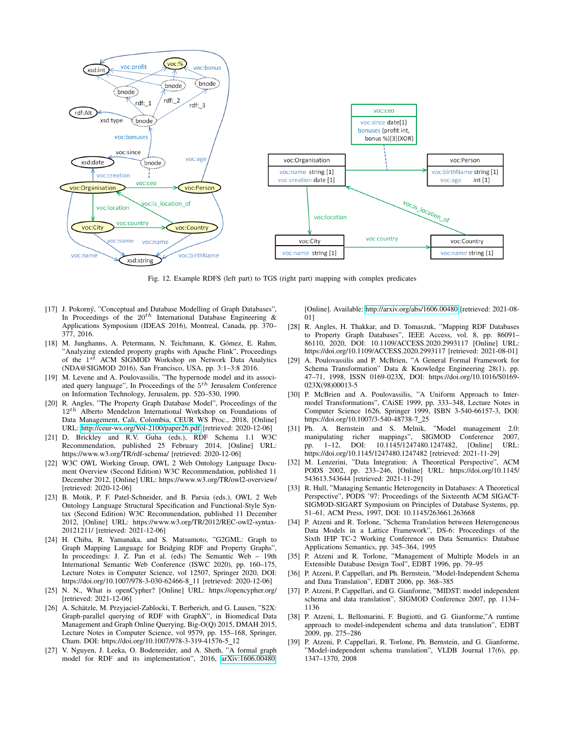Fig. 12. Example RDFS (left part) to TGS (right part) mapping with complex predicates

[17] J. Pokorný, "Conceptual and Database Modelling of Graph Databases", In Proceedings of the $20^{th}$ International Database Engineering & Applications Symposium (IDEAS 2016), Montreal, Canada, pp. 370–377, 2016.

[18] M. Junghanns, A. Petermann, N. Teichmann, K. Gómez, E. Rahm, "Analyzing extended property graphs with Apache Flink", Proceedings of the $1^{st}$ ACM SIGMOD Workshop on Network Data Analytics (NDA@SIGMOD 2016), San Francisco, USA, pp. 3:1–3:8 2016.

[19] M. Levene and A. Poulovassilis, "The hypernode model and its associated query language", In Proceedings of the $5^{th}$ Jerusalem Conference on Information Technology, Jerusalem, pp. 520–530, 1990.

[20] R. Angles, "The Property Graph Database Model", Proceedings of the $12^{th}$ Alberto Mendelzon International Workshop on Foundations of Data Management, Cali, Colombia, CEUR WS Proc., 2018, [Online] URL: http://ceur-ws.org/Vol-2100/paper26.pdf [retrieved: 2020-12-06]

[21] D, Brickley and R.V. Guha (eds.), RDF Schema 1.1 W3C Recommendation, published 25 February 2014, [Online] URL: https://www.w3.org/TR/rdf-schema/ [retrieved: 2020-12-06]

[22] W3C OWL Working Group, OWL 2 Web Ontology Language Document Overview (Second Edition) W3C Recommendation, published 11 December 2012, [Online] URL: https://www.w3.org/TR/owl2-overview/ [retrieved: 2020-12-06]

[23] B. Motik, P. F. Patel-Schneider, and B. Parsia (eds.), OWL 2 Web Ontology Language Structural Specification and Functional-Style Syntax (Second Edition) W3C Recommendation, published 11 December 2012, [Online] URL: https://www.w3.org/TR/2012/REC-owl2-syntax-20121211/ [retrieved: 2021-12-06]

[24] H. Chiba, R. Yamanaka, and S. Matsumoto, "G2GML: Graph to Graph Mapping Language for Bridging RDF and Property Graphs", In proceedings: J. Z. Pan et al. (eds) The Semantic Web – 19th International Semantic Web Conference (ISWC 2020), pp. 160–175, Lecture Notes in Computer Science, vol 12507, Springer 2020, DOI: https://doi.org/10.1007/978-3-030-62466-8_11 [retrieved: 2020-12-06]

[25] N. N., What is openCypher? [Online] URL: https://opencypher.org/ [retrieved: 2021-12-06]

[26] A. Schätzle, M. Przyjaciel-Zablocki, T. Berberich, and G. Lausen, "S2X: Graph-parallel querying of RDF with GraphX", in Biomedical Data Management and Graph Online Querying, Big-O(Q) 2015, DMAH 2015, Lecture Notes in Computer Science, vol 9579, pp. 155–168, Springer, Cham. DOI: https://doi.org/10.1007/978-3-319-41576-5_12

[27] V. Nguyen, J. Leeka, O. Bodenreider, and A. Sheth, "A formal graph model for RDF and its implementation", 2016, arXiv:1606.00480 [Online]. Available: http://arxiv.org/abs/1606.00480 [retrieved: 2021-08-01]

[28] R. Angles, H. Thakkar, and D. Tomaszuk, "Mapping RDF Databases to Property Graph Databases", IEEE Access, vol. 8, pp. 86091–86110, 2020, DOI: 10.1109/ACCESS.2020.2993117 [Online] URL: https://doi.org/10.1109/ACCESS.2020.2993117 [retrieved: 2021-08-01]

[29] A. Poulovassilis and P. McBrien, "A General Formal Framework for Schema Transformation" Data & Knowledge Engineering 28(1), pp. 47–71, 1998, ISSN 0169-023X, DOI: https://doi.org/10.1016/S0169-023X(98)00013-5

[30] P. McBrien and A. Poulovassilis, "A Uniform Approach to Inter-model Transformations", CAiSE 1999, pp. 333–348, Lecture Notes in Computer Science 1626, Springer 1999, ISBN 3-540-66157-3, DOI: https://doi.org/10.1007/3-540-48738-7_25

[31] Ph. A. Bernstein and S. Melnik, "Model management 2.0: manipulating richer mappings", SIGMOD Conference 2007, pp. 1–12, DOI: 10.1145/1247480.1247482, [Online] URL: https://doi.org/10.1145/1247480.1247482 [retrieved: 2021-11-29]

[32] M. Lenzerini, "Data Integration: A Theoretical Perspective", ACM PODS 2002, pp. 233–246, [Online] URL: https://doi.org/10.1145/543613.543644 [retrieved: 2021-11-29]

[33] R. Hull, "Managing Semantic Heterogeneity in Databases: A Theoretical Perspective", PODS '97: Proceedings of the Sixteenth ACM SIGACT-SIGMOD-SIGART Symposium on Principles of Database Systems, pp. 51–61, ACM Press, 1997, DOI: 10.1145/263661.263668

[34] P. Atzeni and R. Torlone, "Schema Translation between Heterogeneous Data Models in a Lattice Framework", DS-6: Proceedings of the Sixth IFIP TC-2 Working Conference on Data Semantics: Database Applications Semantics, pp. 345–364, 1995

[35] P. Atzeni and R. Torlone, "Management of Multiple Models in an Extensible Database Design Tool", EDBT 1996, pp. 79–95

[36] P. Atzeni, P. Cappellari, and Ph. Bernstein, "Model-Independent Schema and Data Translation", EDBT 2006, pp. 368–385

[37] P. Atzeni, P. Cappellari, and G. Gianforme, "MIDST: model independent schema and data translation", SIGMOD Conference 2007, pp. 1134–1136

[38] P. Atzeni, L. Bellomarini, F. Bugiotti, and G. Gianforme,"A runtime approach to model-independent schema and data translation", EDBT 2009, pp. 275–286

[39] P. Atzeni, P. Cappellari, R. Torlone, Ph. Bernstein, and G. Gianforme, "Model-independent schema translation", VLDB Journal 17(6), pp. 1347–1370, 2008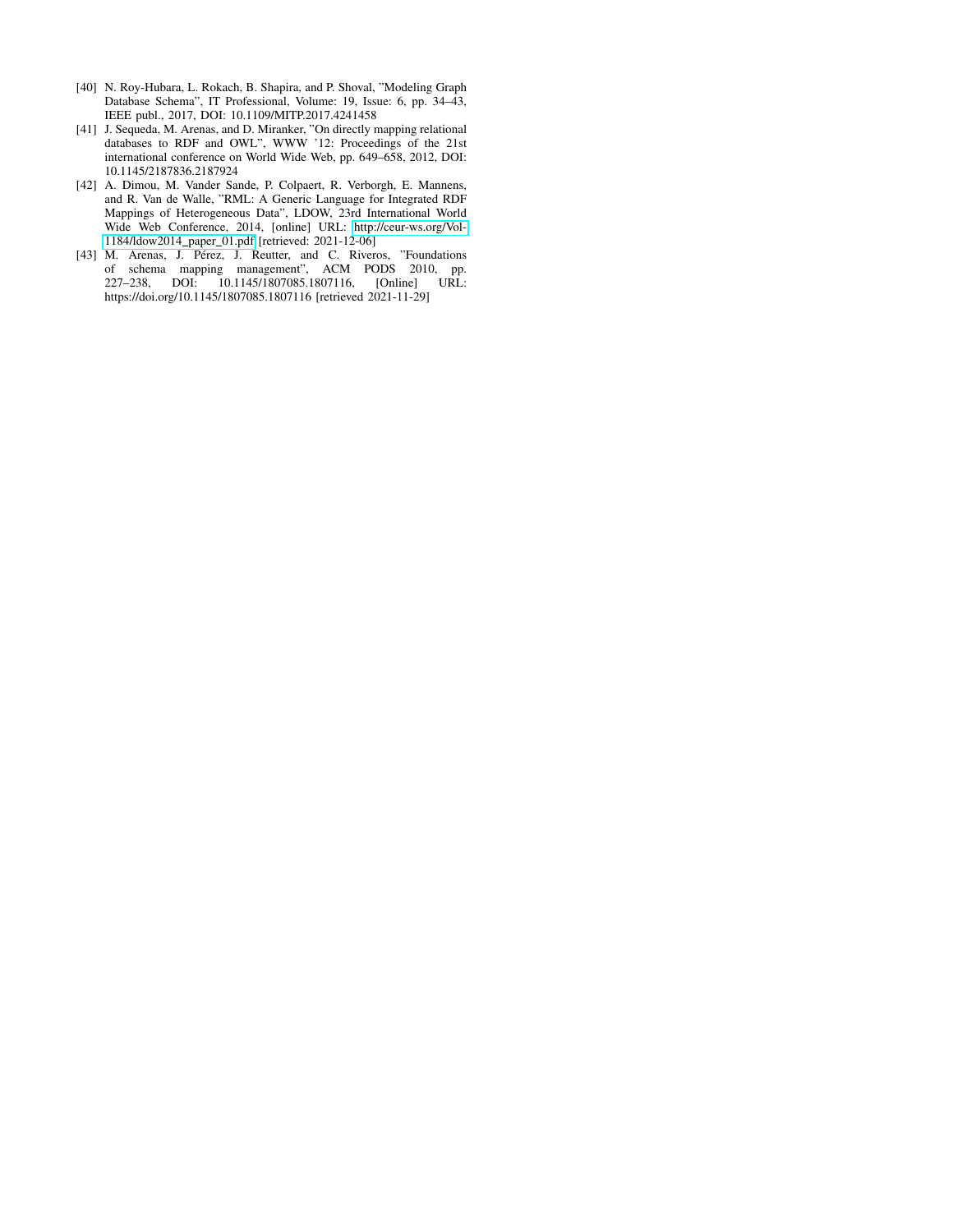[40] N. Roy-Hubara, L. Rokach, B. Shapira, and P. Shoval, "Modeling Graph Database Schema", IT Professional, Volume: 19, Issue: 6, pp. 34–43, IEEE publ., 2017, DOI: 10.1109/MITP.2017.4241458

[41] J. Sequeda, M. Arenas, and D. Miranker, "On directly mapping relational databases to RDF and OWL", WWW '12: Proceedings of the 21st international conference on World Wide Web, pp. 649–658, 2012, DOI: 10.1145/2187836.2187924

[42] A. Dimou, M. Vander Sande, P. Colpaert, R. Verborgh, E. Mannens, and R. Van de Walle, "RML: A Generic Language for Integrated RDF Mappings of Heterogeneous Data", LDOW, 23rd International World Wide Web Conference, 2014, [online] URL: http://ceur-ws.org/Vol-1184/ldow2014_paper_01.pdf [retrieved: 2021-12-06]

[43] M. Arenas, J. Pérez, J. Reutter, and C. Riveros, "Foundations of schema mapping management", ACM PODS 2010, pp. 227–238, DOI: 10.1145/1807085.1807116, [Online] URL: https://doi.org/10.1145/1807085.1807116 [retrieved 2021-11-29]